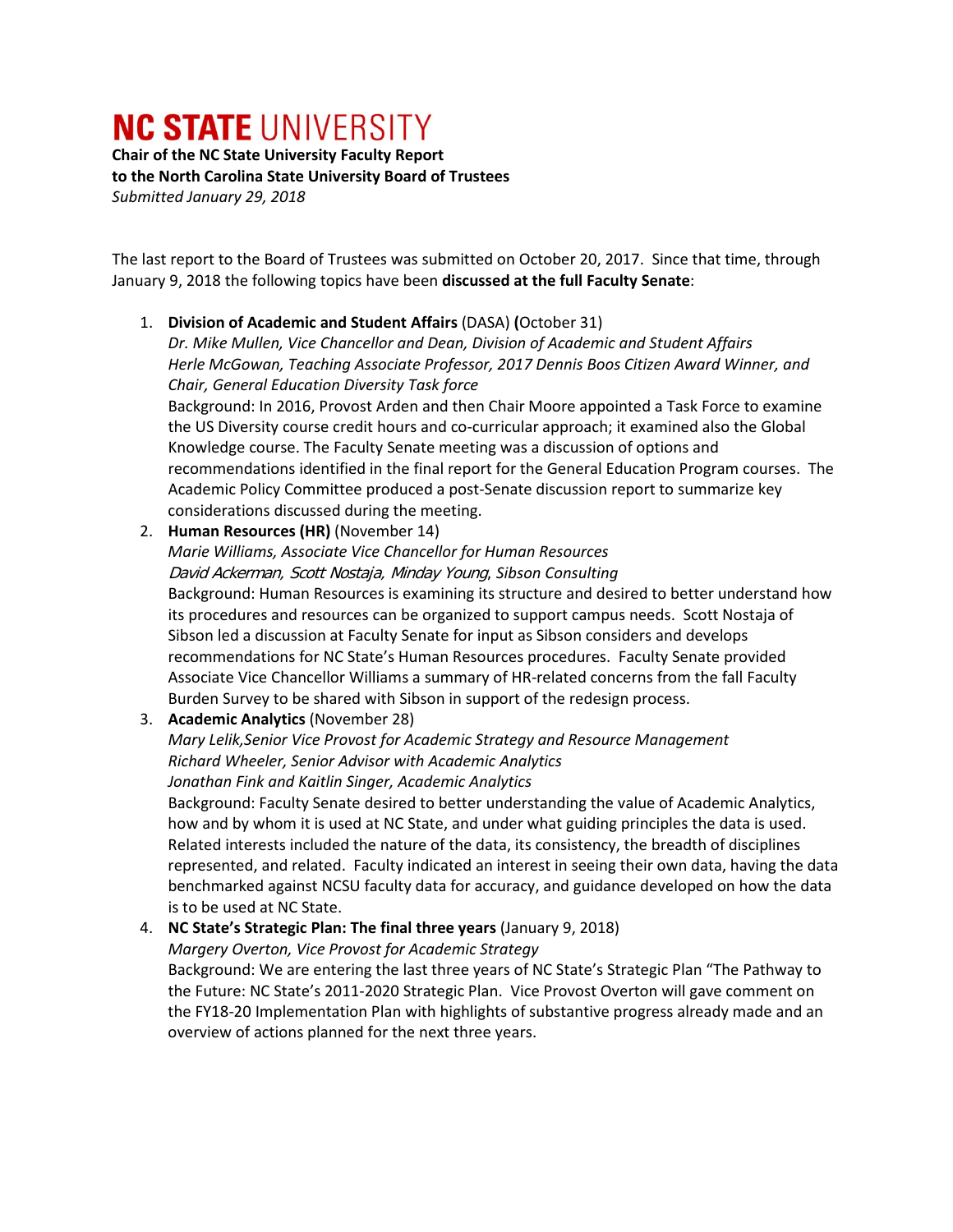# NC STATE UNIVERSITY

**Chair of the NC State University Faculty Report**
**to the North Carolina State University Board of Trustees**
*Submitted January 29, 2018*

The last report to the Board of Trustees was submitted on October 20, 2017. Since that time, through January 9, 2018 the following topics have been **discussed at the full Faculty Senate**:

1. **Division of Academic and Student Affairs** (DASA) **(**October 31)
   *Dr. Mike Mullen, Vice Chancellor and Dean, Division of Academic and Student Affairs*
   *Herle McGowan, Teaching Associate Professor, 2017 Dennis Boos Citizen Award Winner, and Chair, General Education Diversity Task force*
   Background: In 2016, Provost Arden and then Chair Moore appointed a Task Force to examine the US Diversity course credit hours and co-curricular approach; it examined also the Global Knowledge course. The Faculty Senate meeting was a discussion of options and recommendations identified in the final report for the General Education Program courses. The Academic Policy Committee produced a post-Senate discussion report to summarize key considerations discussed during the meeting.
2. **Human Resources (HR)** (November 14)
   *Marie Williams, Associate Vice Chancellor for Human Resources*
   *David Ackerman, Scott Nostaja, Minday Young, Sibson Consulting*
   Background: Human Resources is examining its structure and desired to better understand how its procedures and resources can be organized to support campus needs. Scott Nostaja of Sibson led a discussion at Faculty Senate for input as Sibson considers and develops recommendations for NC State's Human Resources procedures. Faculty Senate provided Associate Vice Chancellor Williams a summary of HR-related concerns from the fall Faculty Burden Survey to be shared with Sibson in support of the redesign process.
3. **Academic Analytics** (November 28)
   *Mary Lelik,Senior Vice Provost for Academic Strategy and Resource Management*
   *Richard Wheeler, Senior Advisor with Academic Analytics*
   *Jonathan Fink and Kaitlin Singer, Academic Analytics*
   Background: Faculty Senate desired to better understanding the value of Academic Analytics, how and by whom it is used at NC State, and under what guiding principles the data is used. Related interests included the nature of the data, its consistency, the breadth of disciplines represented, and related. Faculty indicated an interest in seeing their own data, having the data benchmarked against NCSU faculty data for accuracy, and guidance developed on how the data is to be used at NC State.
4. **NC State's Strategic Plan: The final three years** (January 9, 2018)
   *Margery Overton, Vice Provost for Academic Strategy*
   Background: We are entering the last three years of NC State's Strategic Plan "The Pathway to the Future: NC State's 2011-2020 Strategic Plan. Vice Provost Overton will gave comment on the FY18-20 Implementation Plan with highlights of substantive progress already made and an overview of actions planned for the next three years.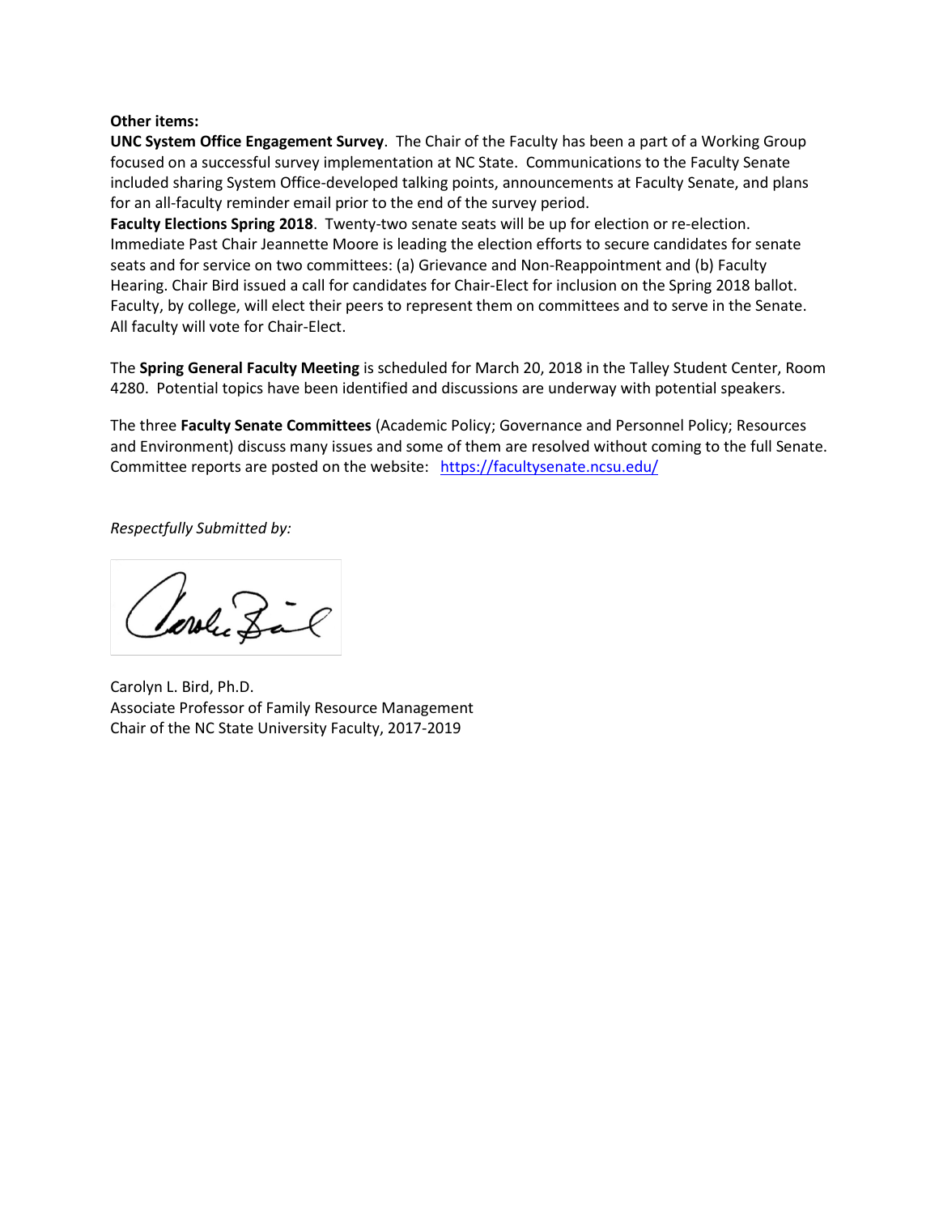**Other items:**

**UNC System Office Engagement Survey**. The Chair of the Faculty has been a part of a Working Group focused on a successful survey implementation at NC State. Communications to the Faculty Senate included sharing System Office-developed talking points, announcements at Faculty Senate, and plans for an all-faculty reminder email prior to the end of the survey period.

**Faculty Elections Spring 2018**. Twenty-two senate seats will be up for election or re-election. Immediate Past Chair Jeannette Moore is leading the election efforts to secure candidates for senate seats and for service on two committees: (a) Grievance and Non-Reappointment and (b) Faculty Hearing. Chair Bird issued a call for candidates for Chair-Elect for inclusion on the Spring 2018 ballot. Faculty, by college, will elect their peers to represent them on committees and to serve in the Senate. All faculty will vote for Chair-Elect.

The **Spring General Faculty Meeting** is scheduled for March 20, 2018 in the Talley Student Center, Room 4280. Potential topics have been identified and discussions are underway with potential speakers.

The three **Faculty Senate Committees** (Academic Policy; Governance and Personnel Policy; Resources and Environment) discuss many issues and some of them are resolved without coming to the full Senate. Committee reports are posted on the website: [https://facultysenate.ncsu.edu/](https://facultysenate.ncsu.edu/)

*Respectfully Submitted by:*

Carolyn L. Bird, Ph.D.
Associate Professor of Family Resource Management
Chair of the NC State University Faculty, 2017-2019